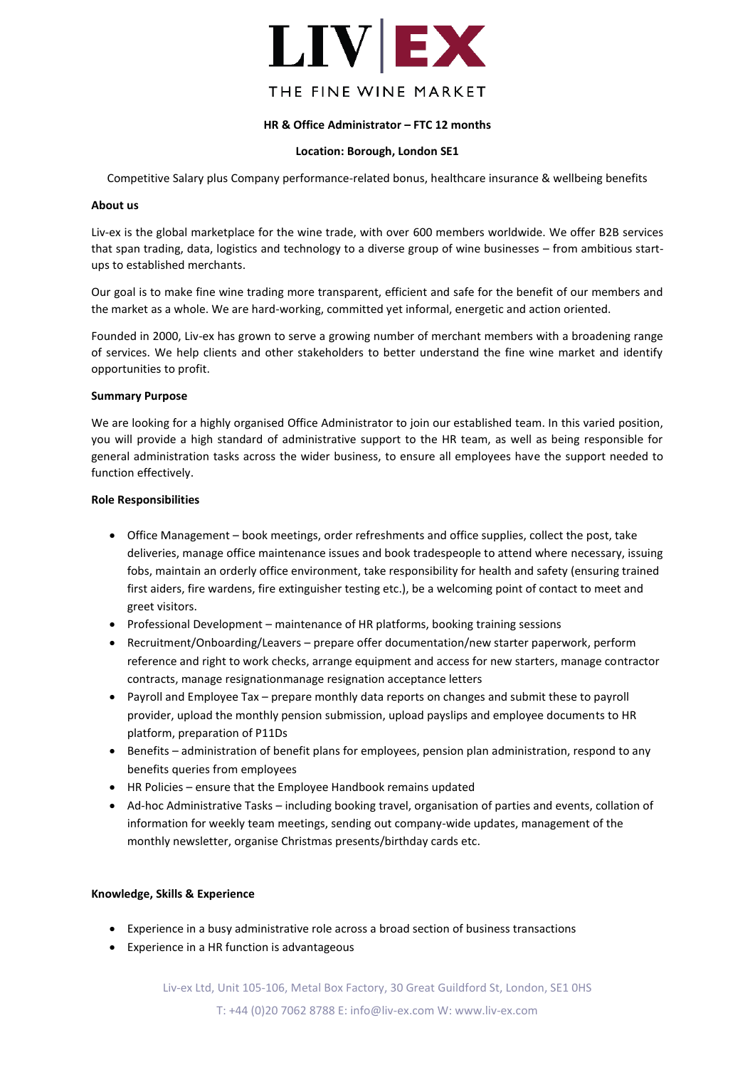# LIV|EX

THE FINE WINE MARKET

**HR & Office Administrator – FTC 12 months**

**Location: Borough, London SE1**

Competitive Salary plus Company performance-related bonus, healthcare insurance & wellbeing benefits

**About us**

Liv-ex is the global marketplace for the wine trade, with over 600 members worldwide. We offer B2B services that span trading, data, logistics and technology to a diverse group of wine businesses – from ambitious start-ups to established merchants.

Our goal is to make fine wine trading more transparent, efficient and safe for the benefit of our members and the market as a whole. We are hard-working, committed yet informal, energetic and action oriented.

Founded in 2000, Liv-ex has grown to serve a growing number of merchant members with a broadening range of services. We help clients and other stakeholders to better understand the fine wine market and identify opportunities to profit.

**Summary Purpose**

We are looking for a highly organised Office Administrator to join our established team. In this varied position, you will provide a high standard of administrative support to the HR team, as well as being responsible for general administration tasks across the wider business, to ensure all employees have the support needed to function effectively.

**Role Responsibilities**

- Office Management – book meetings, order refreshments and office supplies, collect the post, take deliveries, manage office maintenance issues and book tradespeople to attend where necessary, issuing fobs, maintain an orderly office environment, take responsibility for health and safety (ensuring trained first aiders, fire wardens, fire extinguisher testing etc.), be a welcoming point of contact to meet and greet visitors.
- Professional Development – maintenance of HR platforms, booking training sessions
- Recruitment/Onboarding/Leavers – prepare offer documentation/new starter paperwork, perform reference and right to work checks, arrange equipment and access for new starters, manage contractor contracts, manage resignationmanage resignation acceptance letters
- Payroll and Employee Tax – prepare monthly data reports on changes and submit these to payroll provider, upload the monthly pension submission, upload payslips and employee documents to HR platform, preparation of P11Ds
- Benefits – administration of benefit plans for employees, pension plan administration, respond to any benefits queries from employees
- HR Policies – ensure that the Employee Handbook remains updated
- Ad-hoc Administrative Tasks – including booking travel, organisation of parties and events, collation of information for weekly team meetings, sending out company-wide updates, management of the monthly newsletter, organise Christmas presents/birthday cards etc.

**Knowledge, Skills & Experience**

- Experience in a busy administrative role across a broad section of business transactions
- Experience in a HR function is advantageous

Liv-ex Ltd, Unit 105-106, Metal Box Factory, 30 Great Guildford St, London, SE1 0HS

T: +44 (0)20 7062 8788 E: info@liv-ex.com W: www.liv-ex.com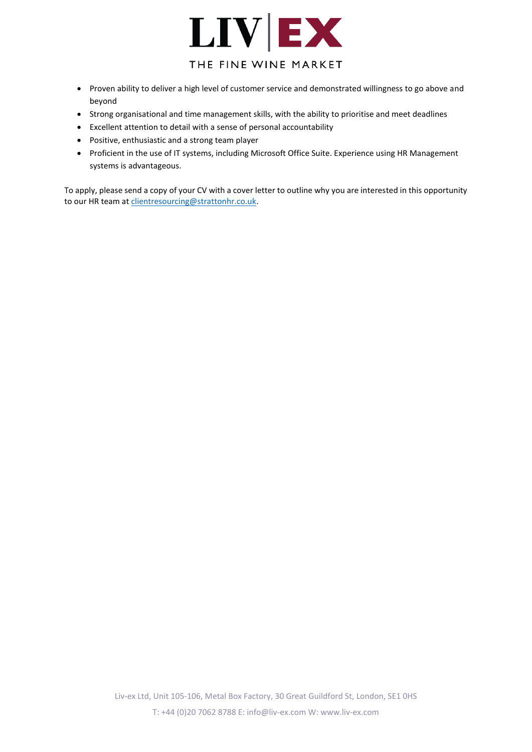- Proven ability to deliver a high level of customer service and demonstrated willingness to go above and beyond
- Strong organisational and time management skills, with the ability to prioritise and meet deadlines
- Excellent attention to detail with a sense of personal accountability
- Positive, enthusiastic and a strong team player
- Proficient in the use of IT systems, including Microsoft Office Suite. Experience using HR Management systems is advantageous.

To apply, please send a copy of your CV with a cover letter to outline why you are interested in this opportunity to our HR team at clientresourcing@strattonhr.co.uk.